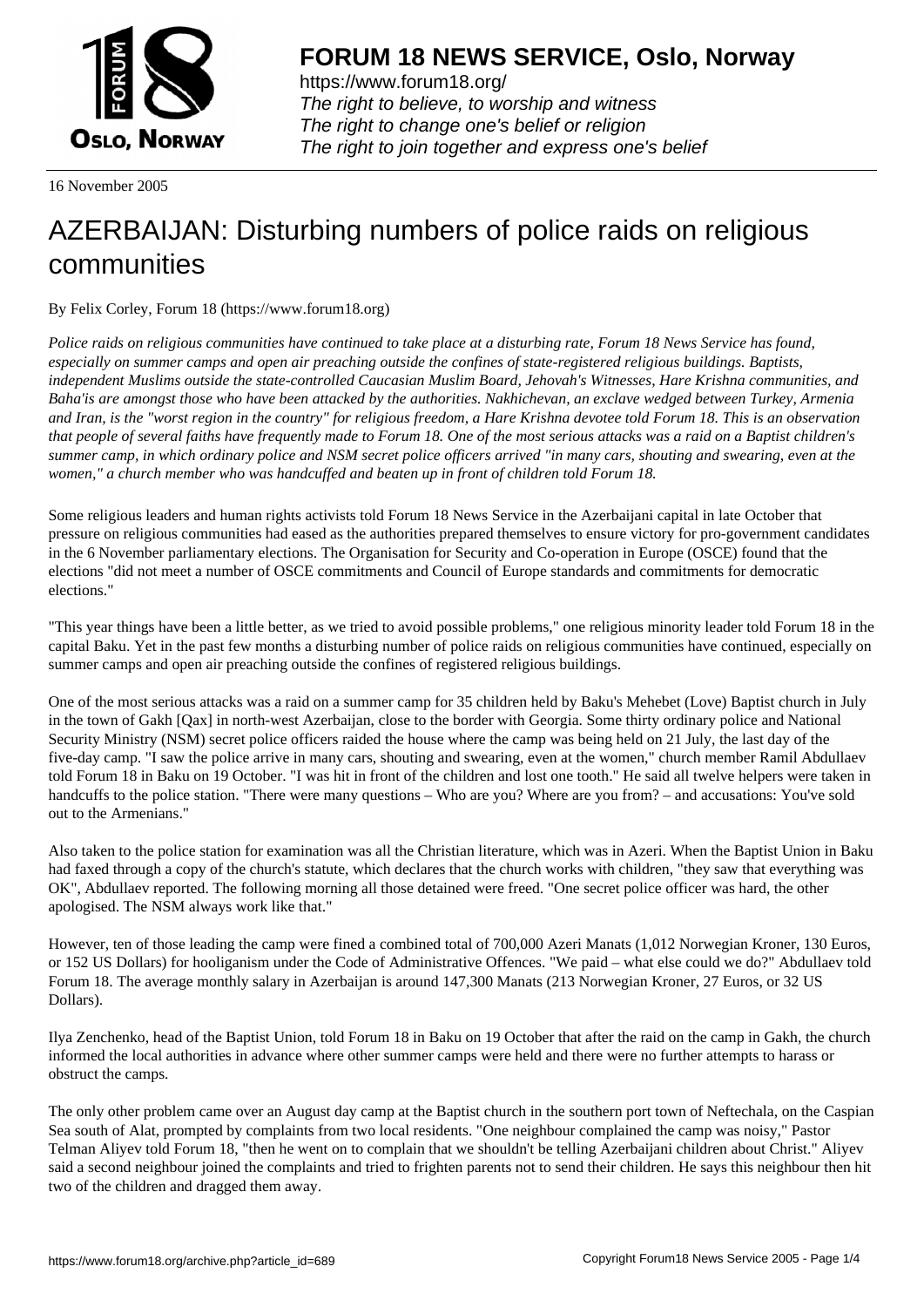**FORUM 18 NEWS SERVICE, Oslo, Norway**

https://www.forum18.org/
*The right to believe, to worship and witness*
*The right to change one's belief or religion*
*The right to join together and express one's belief*

16 November 2005

# AZERBAIJAN: Disturbing numbers of police raids on religious communities

By Felix Corley, Forum 18 (https://www.forum18.org)

*Police raids on religious communities have continued to take place at a disturbing rate, Forum 18 News Service has found, especially on summer camps and open air preaching outside the confines of state-registered religious buildings. Baptists, independent Muslims outside the state-controlled Caucasian Muslim Board, Jehovah's Witnesses, Hare Krishna communities, and Baha'is are amongst those who have been attacked by the authorities. Nakhichevan, an exclave wedged between Turkey, Armenia and Iran, is the "worst region in the country" for religious freedom, a Hare Krishna devotee told Forum 18. This is an observation that people of several faiths have frequently made to Forum 18. One of the most serious attacks was a raid on a Baptist children's summer camp, in which ordinary police and NSM secret police officers arrived "in many cars, shouting and swearing, even at the women," a church member who was handcuffed and beaten up in front of children told Forum 18.*

Some religious leaders and human rights activists told Forum 18 News Service in the Azerbaijani capital in late October that pressure on religious communities had eased as the authorities prepared themselves to ensure victory for pro-government candidates in the 6 November parliamentary elections. The Organisation for Security and Co-operation in Europe (OSCE) found that the elections "did not meet a number of OSCE commitments and Council of Europe standards and commitments for democratic elections."

"This year things have been a little better, as we tried to avoid possible problems," one religious minority leader told Forum 18 in the capital Baku. Yet in the past few months a disturbing number of police raids on religious communities have continued, especially on summer camps and open air preaching outside the confines of registered religious buildings.

One of the most serious attacks was a raid on a summer camp for 35 children held by Baku's Mehebet (Love) Baptist church in July in the town of Gakh [Qax] in north-west Azerbaijan, close to the border with Georgia. Some thirty ordinary police and National Security Ministry (NSM) secret police officers raided the house where the camp was being held on 21 July, the last day of the five-day camp. "I saw the police arrive in many cars, shouting and swearing, even at the women," church member Ramil Abdullaev told Forum 18 in Baku on 19 October. "I was hit in front of the children and lost one tooth." He said all twelve helpers were taken in handcuffs to the police station. "There were many questions – Who are you? Where are you from? – and accusations: You've sold out to the Armenians."

Also taken to the police station for examination was all the Christian literature, which was in Azeri. When the Baptist Union in Baku had faxed through a copy of the church's statute, which declares that the church works with children, "they saw that everything was OK", Abdullaev reported. The following morning all those detained were freed. "One secret police officer was hard, the other apologised. The NSM always work like that."

However, ten of those leading the camp were fined a combined total of 700,000 Azeri Manats (1,012 Norwegian Kroner, 130 Euros, or 152 US Dollars) for hooliganism under the Code of Administrative Offences. "We paid – what else could we do?" Abdullaev told Forum 18. The average monthly salary in Azerbaijan is around 147,300 Manats (213 Norwegian Kroner, 27 Euros, or 32 US Dollars).

Ilya Zenchenko, head of the Baptist Union, told Forum 18 in Baku on 19 October that after the raid on the camp in Gakh, the church informed the local authorities in advance where other summer camps were held and there were no further attempts to harass or obstruct the camps.

The only other problem came over an August day camp at the Baptist church in the southern port town of Neftechala, on the Caspian Sea south of Alat, prompted by complaints from two local residents. "One neighbour complained the camp was noisy," Pastor Telman Aliyev told Forum 18, "then he went on to complain that we shouldn't be telling Azerbaijani children about Christ." Aliyev said a second neighbour joined the complaints and tried to frighten parents not to send their children. He says this neighbour then hit two of the children and dragged them away.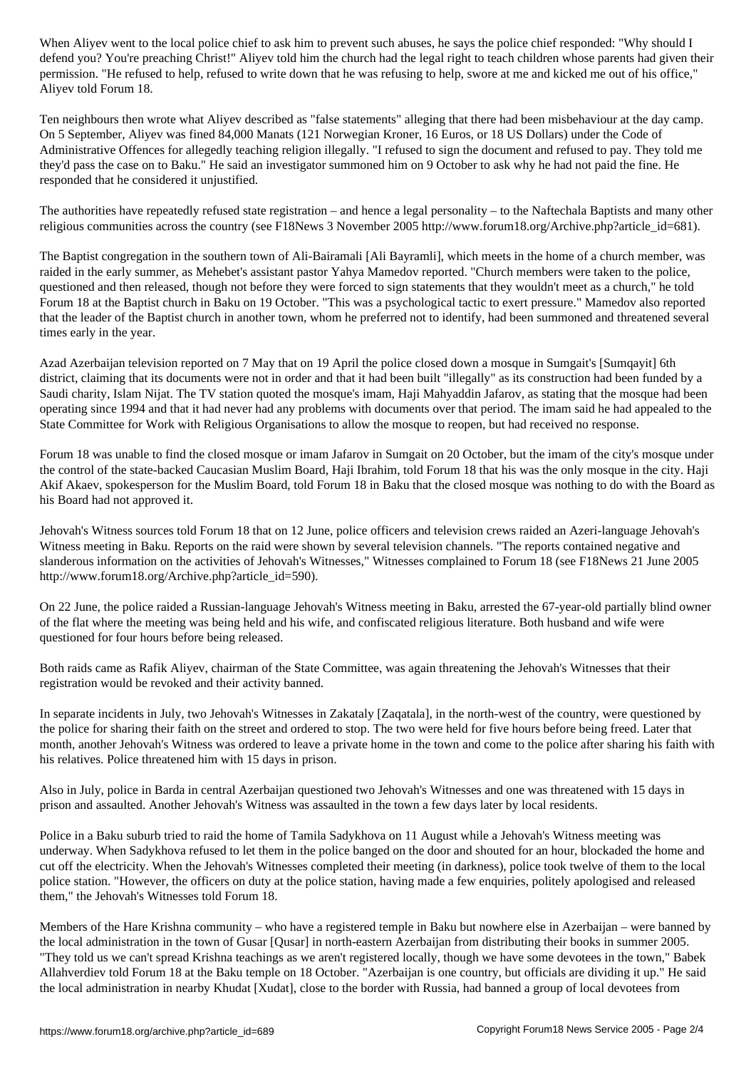When Aliyev went to the local police chief to ask him to prevent such abuses, he says the police chief responded: "Why should I defend you? You're preaching Christ!" Aliyev told him the church had the legal right to teach children whose parents had given their permission. "He refused to help, refused to write down that he was refusing to help, swore at me and kicked me out of his office," Aliyev told Forum 18.

Ten neighbours then wrote what Aliyev described as "false statements" alleging that there had been misbehaviour at the day camp. On 5 September, Aliyev was fined 84,000 Manats (121 Norwegian Kroner, 16 Euros, or 18 US Dollars) under the Code of Administrative Offences for allegedly teaching religion illegally. "I refused to sign the document and refused to pay. They told me they'd pass the case on to Baku." He said an investigator summoned him on 9 October to ask why he had not paid the fine. He responded that he considered it unjustified.

The authorities have repeatedly refused state registration – and hence a legal personality – to the Naftechala Baptists and many other religious communities across the country (see F18News 3 November 2005 http://www.forum18.org/Archive.php?article_id=681).

The Baptist congregation in the southern town of Ali-Bairamali [Ali Bayramli], which meets in the home of a church member, was raided in the early summer, as Mehebet's assistant pastor Yahya Mamedov reported. "Church members were taken to the police, questioned and then released, though not before they were forced to sign statements that they wouldn't meet as a church," he told Forum 18 at the Baptist church in Baku on 19 October. "This was a psychological tactic to exert pressure." Mamedov also reported that the leader of the Baptist church in another town, whom he preferred not to identify, had been summoned and threatened several times early in the year.

Azad Azerbaijan television reported on 7 May that on 19 April the police closed down a mosque in Sumgait's [Sumqayit] 6th district, claiming that its documents were not in order and that it had been built "illegally" as its construction had been funded by a Saudi charity, Islam Nijat. The TV station quoted the mosque's imam, Haji Mahyaddin Jafarov, as stating that the mosque had been operating since 1994 and that it had never had any problems with documents over that period. The imam said he had appealed to the State Committee for Work with Religious Organisations to allow the mosque to reopen, but had received no response.

Forum 18 was unable to find the closed mosque or imam Jafarov in Sumgait on 20 October, but the imam of the city's mosque under the control of the state-backed Caucasian Muslim Board, Haji Ibrahim, told Forum 18 that his was the only mosque in the city. Haji Akif Akaev, spokesperson for the Muslim Board, told Forum 18 in Baku that the closed mosque was nothing to do with the Board as his Board had not approved it.

Jehovah's Witness sources told Forum 18 that on 12 June, police officers and television crews raided an Azeri-language Jehovah's Witness meeting in Baku. Reports on the raid were shown by several television channels. "The reports contained negative and slanderous information on the activities of Jehovah's Witnesses," Witnesses complained to Forum 18 (see F18News 21 June 2005 http://www.forum18.org/Archive.php?article_id=590).

On 22 June, the police raided a Russian-language Jehovah's Witness meeting in Baku, arrested the 67-year-old partially blind owner of the flat where the meeting was being held and his wife, and confiscated religious literature. Both husband and wife were questioned for four hours before being released.

Both raids came as Rafik Aliyev, chairman of the State Committee, was again threatening the Jehovah's Witnesses that their registration would be revoked and their activity banned.

In separate incidents in July, two Jehovah's Witnesses in Zakataly [Zaqatala], in the north-west of the country, were questioned by the police for sharing their faith on the street and ordered to stop. The two were held for five hours before being freed. Later that month, another Jehovah's Witness was ordered to leave a private home in the town and come to the police after sharing his faith with his relatives. Police threatened him with 15 days in prison.

Also in July, police in Barda in central Azerbaijan questioned two Jehovah's Witnesses and one was threatened with 15 days in prison and assaulted. Another Jehovah's Witness was assaulted in the town a few days later by local residents.

Police in a Baku suburb tried to raid the home of Tamila Sadykhova on 11 August while a Jehovah's Witness meeting was underway. When Sadykhova refused to let them in the police banged on the door and shouted for an hour, blockaded the home and cut off the electricity. When the Jehovah's Witnesses completed their meeting (in darkness), police took twelve of them to the local police station. "However, the officers on duty at the police station, having made a few enquiries, politely apologised and released them," the Jehovah's Witnesses told Forum 18.

Members of the Hare Krishna community – who have a registered temple in Baku but nowhere else in Azerbaijan – were banned by the local administration in the town of Gusar [Qusar] in north-eastern Azerbaijan from distributing their books in summer 2005. "They told us we can't spread Krishna teachings as we aren't registered locally, though we have some devotees in the town," Babek Allahverdiev told Forum 18 at the Baku temple on 18 October. "Azerbaijan is one country, but officials are dividing it up." He said the local administration in nearby Khudat [Xudat], close to the border with Russia, had banned a group of local devotees from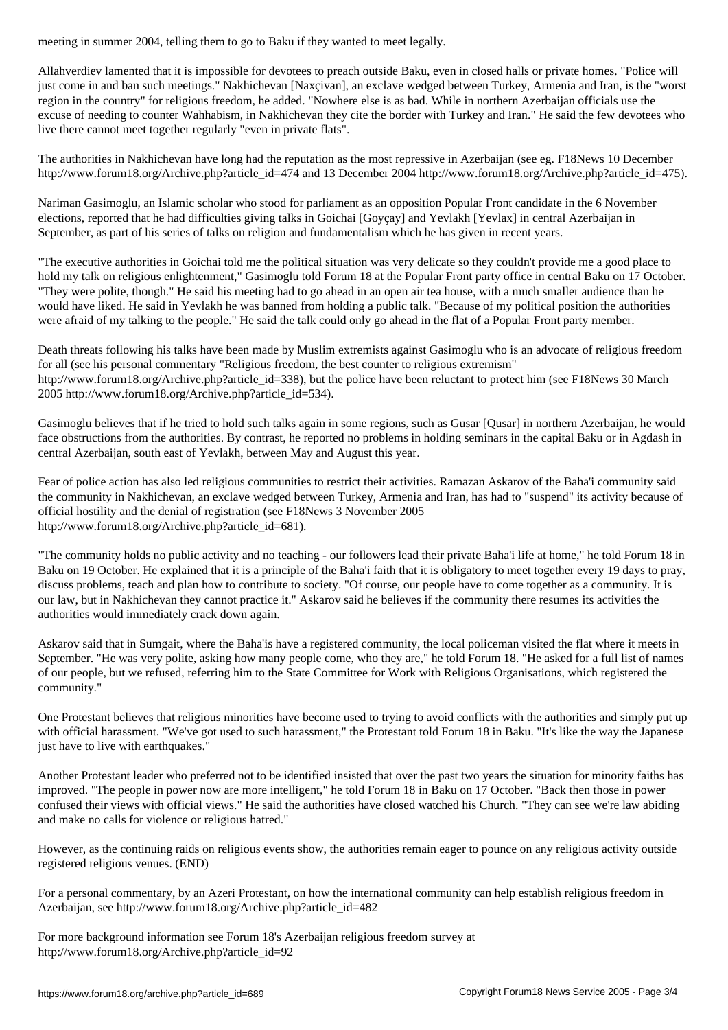meeting in summer 2004, telling them to go to Baku if they wanted to meet legally.

Allahverdiev lamented that it is impossible for devotees to preach outside Baku, even in closed halls or private homes. "Police will just come in and ban such meetings." Nakhichevan [Naxçivan], an exclave wedged between Turkey, Armenia and Iran, is the "worst region in the country" for religious freedom, he added. "Nowhere else is as bad. While in northern Azerbaijan officials use the excuse of needing to counter Wahhabism, in Nakhichevan they cite the border with Turkey and Iran." He said the few devotees who live there cannot meet together regularly "even in private flats".

The authorities in Nakhichevan have long had the reputation as the most repressive in Azerbaijan (see eg. F18News 10 December http://www.forum18.org/Archive.php?article_id=474 and 13 December 2004 http://www.forum18.org/Archive.php?article_id=475).

Nariman Gasimoglu, an Islamic scholar who stood for parliament as an opposition Popular Front candidate in the 6 November elections, reported that he had difficulties giving talks in Goichai [Goyçay] and Yevlakh [Yevlax] in central Azerbaijan in September, as part of his series of talks on religion and fundamentalism which he has given in recent years.

"The executive authorities in Goichai told me the political situation was very delicate so they couldn't provide me a good place to hold my talk on religious enlightenment," Gasimoglu told Forum 18 at the Popular Front party office in central Baku on 17 October. "They were polite, though." He said his meeting had to go ahead in an open air tea house, with a much smaller audience than he would have liked. He said in Yevlakh he was banned from holding a public talk. "Because of my political position the authorities were afraid of my talking to the people." He said the talk could only go ahead in the flat of a Popular Front party member.

Death threats following his talks have been made by Muslim extremists against Gasimoglu who is an advocate of religious freedom for all (see his personal commentary "Religious freedom, the best counter to religious extremism" http://www.forum18.org/Archive.php?article_id=338), but the police have been reluctant to protect him (see F18News 30 March 2005 http://www.forum18.org/Archive.php?article_id=534).

Gasimoglu believes that if he tried to hold such talks again in some regions, such as Gusar [Qusar] in northern Azerbaijan, he would face obstructions from the authorities. By contrast, he reported no problems in holding seminars in the capital Baku or in Agdash in central Azerbaijan, south east of Yevlakh, between May and August this year.

Fear of police action has also led religious communities to restrict their activities. Ramazan Askarov of the Baha'i community said the community in Nakhichevan, an exclave wedged between Turkey, Armenia and Iran, has had to "suspend" its activity because of official hostility and the denial of registration (see F18News 3 November 2005 http://www.forum18.org/Archive.php?article_id=681).

"The community holds no public activity and no teaching - our followers lead their private Baha'i life at home," he told Forum 18 in Baku on 19 October. He explained that it is a principle of the Baha'i faith that it is obligatory to meet together every 19 days to pray, discuss problems, teach and plan how to contribute to society. "Of course, our people have to come together as a community. It is our law, but in Nakhichevan they cannot practice it." Askarov said he believes if the community there resumes its activities the authorities would immediately crack down again.

Askarov said that in Sumgait, where the Baha'is have a registered community, the local policeman visited the flat where it meets in September. "He was very polite, asking how many people come, who they are," he told Forum 18. "He asked for a full list of names of our people, but we refused, referring him to the State Committee for Work with Religious Organisations, which registered the community."

One Protestant believes that religious minorities have become used to trying to avoid conflicts with the authorities and simply put up with official harassment. "We've got used to such harassment," the Protestant told Forum 18 in Baku. "It's like the way the Japanese just have to live with earthquakes."

Another Protestant leader who preferred not to be identified insisted that over the past two years the situation for minority faiths has improved. "The people in power now are more intelligent," he told Forum 18 in Baku on 17 October. "Back then those in power confused their views with official views." He said the authorities have closed watched his Church. "They can see we're law abiding and make no calls for violence or religious hatred."

However, as the continuing raids on religious events show, the authorities remain eager to pounce on any religious activity outside registered religious venues. (END)

For a personal commentary, by an Azeri Protestant, on how the international community can help establish religious freedom in Azerbaijan, see http://www.forum18.org/Archive.php?article_id=482

For more background information see Forum 18's Azerbaijan religious freedom survey at http://www.forum18.org/Archive.php?article_id=92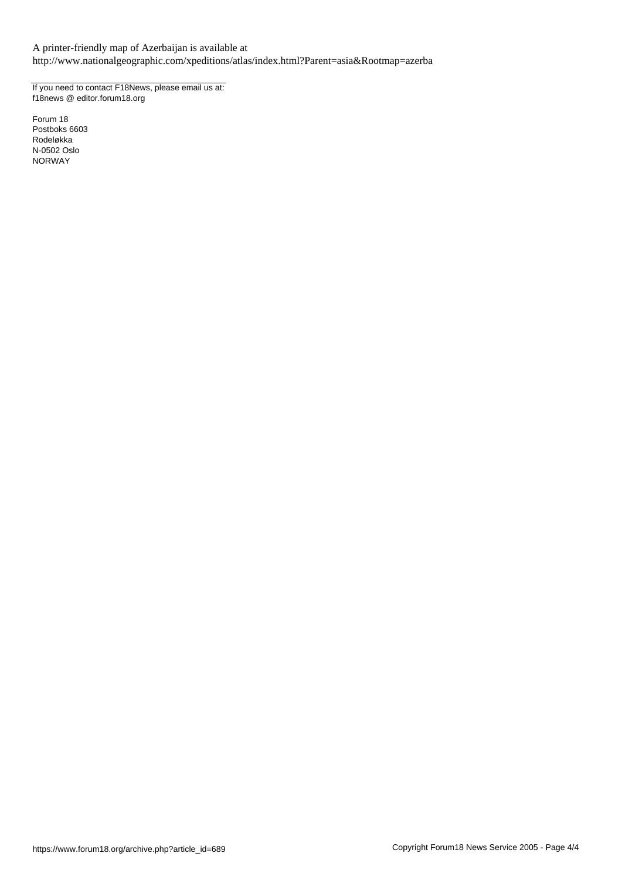A printer-friendly map of Azerbaijan is available at
http://www.nationalgeographic.com/xpeditions/atlas/index.html?Parent=asia&Rootmap=azerba

---

If you need to contact F18News, please email us at:
f18news @ editor.forum18.org

Forum 18
Postboks 6603
Rodeløkka
N-0502 Oslo
NORWAY